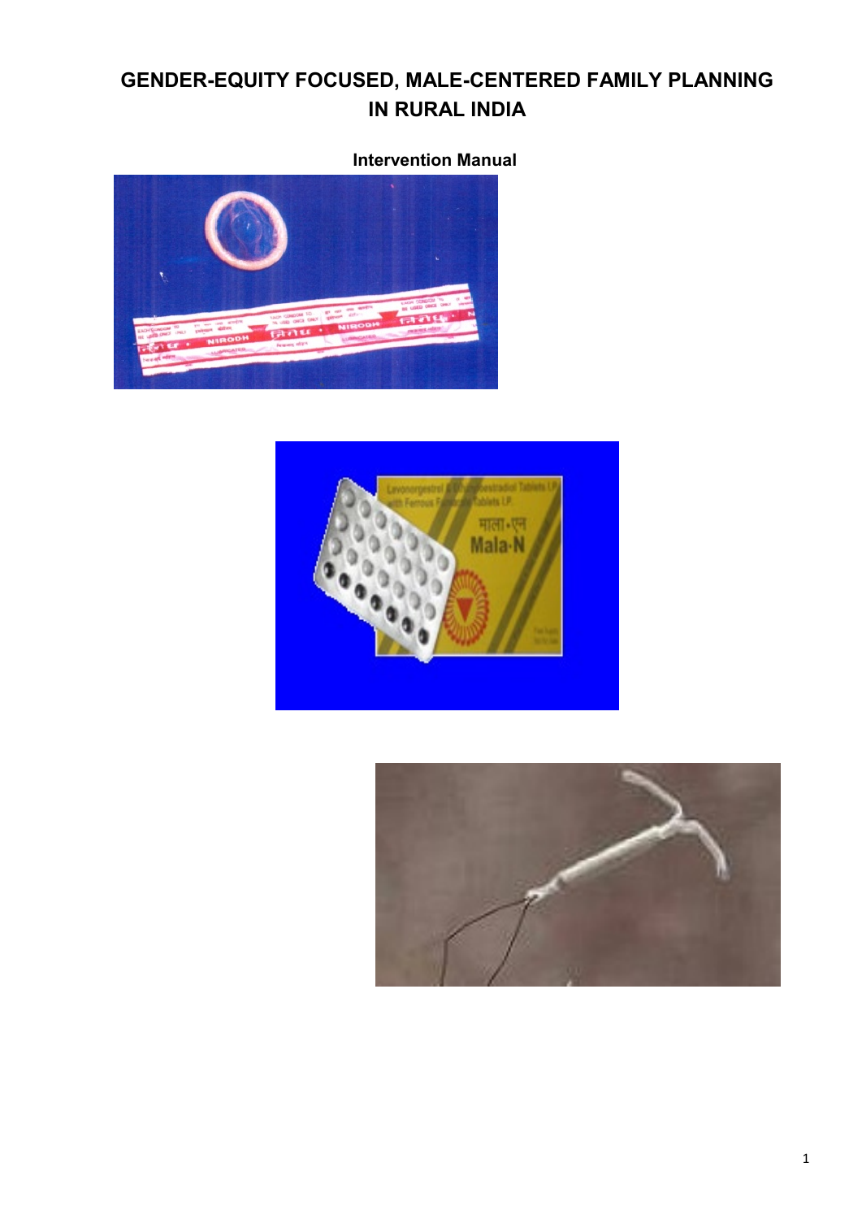# GENDER-EQUITY FOCUSED, MALE-CENTERED FAMILY PLANNING IN RURAL INDIA

**Intervention Manual**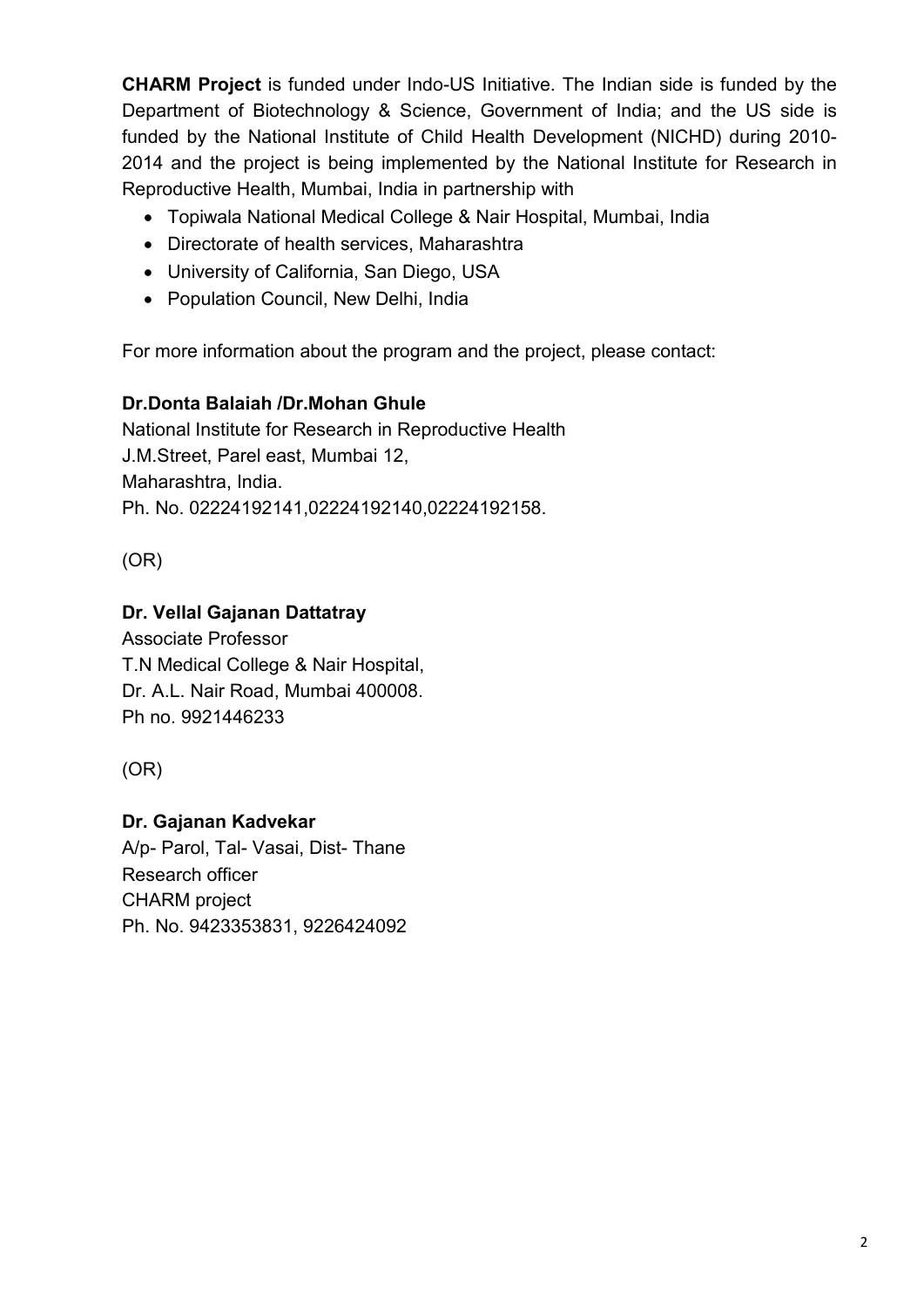**CHARM Project** is funded under Indo-US Initiative. The Indian side is funded by the Department of Biotechnology & Science, Government of India; and the US side is funded by the National Institute of Child Health Development (NICHD) during 2010-2014 and the project is being implemented by the National Institute for Research in Reproductive Health, Mumbai, India in partnership with

- Topiwala National Medical College & Nair Hospital, Mumbai, India
- Directorate of health services, Maharashtra
- University of California, San Diego, USA
- Population Council, New Delhi, India

For more information about the program and the project, please contact:

**Dr.Donta Balaiah /Dr.Mohan Ghule**
National Institute for Research in Reproductive Health
J.M.Street, Parel east, Mumbai 12,
Maharashtra, India.
Ph. No. 02224192141,02224192140,02224192158.

(OR)

**Dr. Vellal Gajanan Dattatray**
Associate Professor
T.N Medical College & Nair Hospital,
Dr. A.L. Nair Road, Mumbai 400008.
Ph no. 9921446233

(OR)

**Dr. Gajanan Kadvekar**
A/p- Parol, Tal- Vasai, Dist- Thane
Research officer
CHARM project
Ph. No. 9423353831, 9226424092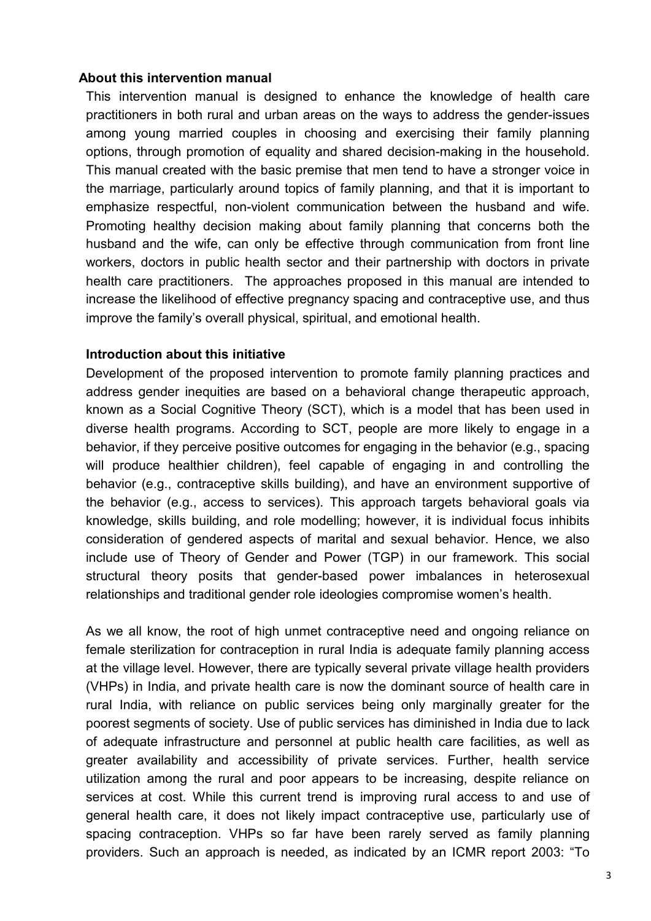**About this intervention manual**

This intervention manual is designed to enhance the knowledge of health care practitioners in both rural and urban areas on the ways to address the gender-issues among young married couples in choosing and exercising their family planning options, through promotion of equality and shared decision-making in the household. This manual created with the basic premise that men tend to have a stronger voice in the marriage, particularly around topics of family planning, and that it is important to emphasize respectful, non-violent communication between the husband and wife. Promoting healthy decision making about family planning that concerns both the husband and the wife, can only be effective through communication from front line workers, doctors in public health sector and their partnership with doctors in private health care practitioners. The approaches proposed in this manual are intended to increase the likelihood of effective pregnancy spacing and contraceptive use, and thus improve the family's overall physical, spiritual, and emotional health.

**Introduction about this initiative**

Development of the proposed intervention to promote family planning practices and address gender inequities are based on a behavioral change therapeutic approach, known as a Social Cognitive Theory (SCT), which is a model that has been used in diverse health programs. According to SCT, people are more likely to engage in a behavior, if they perceive positive outcomes for engaging in the behavior (e.g., spacing will produce healthier children), feel capable of engaging in and controlling the behavior (e.g., contraceptive skills building), and have an environment supportive of the behavior (e.g., access to services). This approach targets behavioral goals via knowledge, skills building, and role modelling; however, it is individual focus inhibits consideration of gendered aspects of marital and sexual behavior. Hence, we also include use of Theory of Gender and Power (TGP) in our framework. This social structural theory posits that gender-based power imbalances in heterosexual relationships and traditional gender role ideologies compromise women's health.

As we all know, the root of high unmet contraceptive need and ongoing reliance on female sterilization for contraception in rural India is adequate family planning access at the village level. However, there are typically several private village health providers (VHPs) in India, and private health care is now the dominant source of health care in rural India, with reliance on public services being only marginally greater for the poorest segments of society. Use of public services has diminished in India due to lack of adequate infrastructure and personnel at public health care facilities, as well as greater availability and accessibility of private services. Further, health service utilization among the rural and poor appears to be increasing, despite reliance on services at cost. While this current trend is improving rural access to and use of general health care, it does not likely impact contraceptive use, particularly use of spacing contraception. VHPs so far have been rarely served as family planning providers. Such an approach is needed, as indicated by an ICMR report 2003: "To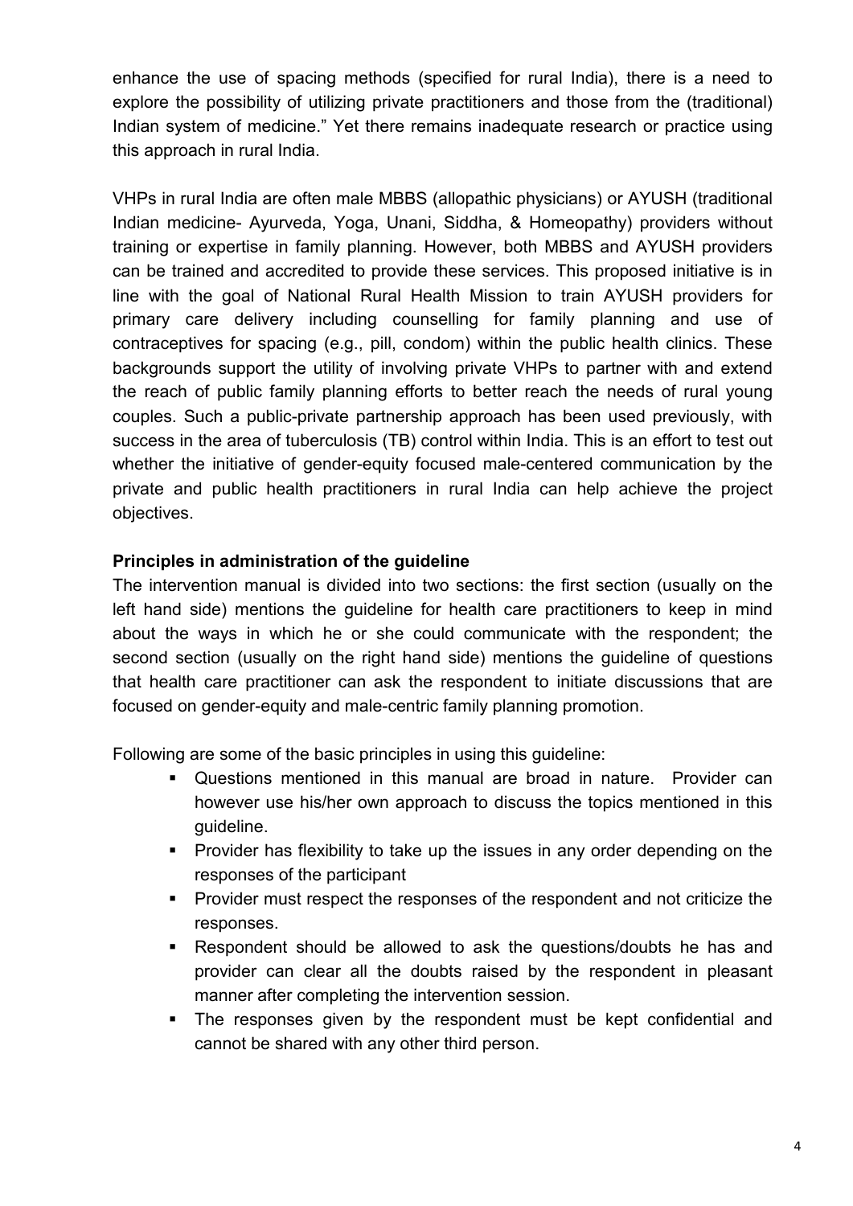enhance the use of spacing methods (specified for rural India), there is a need to explore the possibility of utilizing private practitioners and those from the (traditional) Indian system of medicine." Yet there remains inadequate research or practice using this approach in rural India.

VHPs in rural India are often male MBBS (allopathic physicians) or AYUSH (traditional Indian medicine- Ayurveda, Yoga, Unani, Siddha, & Homeopathy) providers without training or expertise in family planning. However, both MBBS and AYUSH providers can be trained and accredited to provide these services. This proposed initiative is in line with the goal of National Rural Health Mission to train AYUSH providers for primary care delivery including counselling for family planning and use of contraceptives for spacing (e.g., pill, condom) within the public health clinics. These backgrounds support the utility of involving private VHPs to partner with and extend the reach of public family planning efforts to better reach the needs of rural young couples. Such a public-private partnership approach has been used previously, with success in the area of tuberculosis (TB) control within India. This is an effort to test out whether the initiative of gender-equity focused male-centered communication by the private and public health practitioners in rural India can help achieve the project objectives.

**Principles in administration of the guideline**

The intervention manual is divided into two sections: the first section (usually on the left hand side) mentions the guideline for health care practitioners to keep in mind about the ways in which he or she could communicate with the respondent; the second section (usually on the right hand side) mentions the guideline of questions that health care practitioner can ask the respondent to initiate discussions that are focused on gender-equity and male-centric family planning promotion.

Following are some of the basic principles in using this guideline:

- Questions mentioned in this manual are broad in nature. Provider can however use his/her own approach to discuss the topics mentioned in this guideline.
- Provider has flexibility to take up the issues in any order depending on the responses of the participant
- Provider must respect the responses of the respondent and not criticize the responses.
- Respondent should be allowed to ask the questions/doubts he has and provider can clear all the doubts raised by the respondent in pleasant manner after completing the intervention session.
- The responses given by the respondent must be kept confidential and cannot be shared with any other third person.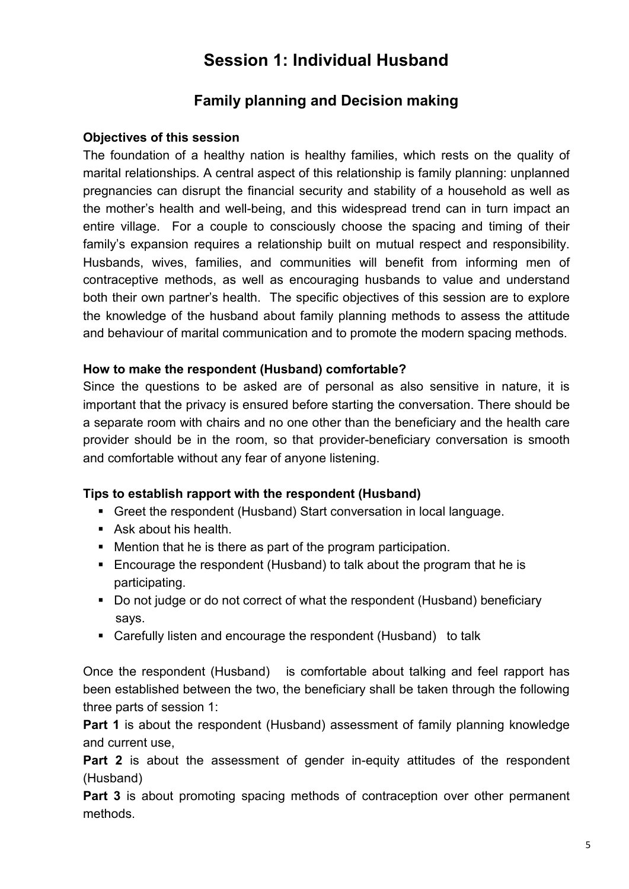# Session 1: Individual Husband

## Family planning and Decision making

**Objectives of this session**

The foundation of a healthy nation is healthy families, which rests on the quality of marital relationships. A central aspect of this relationship is family planning: unplanned pregnancies can disrupt the financial security and stability of a household as well as the mother's health and well-being, and this widespread trend can in turn impact an entire village. For a couple to consciously choose the spacing and timing of their family's expansion requires a relationship built on mutual respect and responsibility. Husbands, wives, families, and communities will benefit from informing men of contraceptive methods, as well as encouraging husbands to value and understand both their own partner's health. The specific objectives of this session are to explore the knowledge of the husband about family planning methods to assess the attitude and behaviour of marital communication and to promote the modern spacing methods.

**How to make the respondent (Husband) comfortable?**

Since the questions to be asked are of personal as also sensitive in nature, it is important that the privacy is ensured before starting the conversation. There should be a separate room with chairs and no one other than the beneficiary and the health care provider should be in the room, so that provider-beneficiary conversation is smooth and comfortable without any fear of anyone listening.

**Tips to establish rapport with the respondent (Husband)**

- Greet the respondent (Husband) Start conversation in local language.
- Ask about his health.
- Mention that he is there as part of the program participation.
- Encourage the respondent (Husband) to talk about the program that he is participating.
- Do not judge or do not correct of what the respondent (Husband) beneficiary says.
- Carefully listen and encourage the respondent (Husband) to talk

Once the respondent (Husband) is comfortable about talking and feel rapport has been established between the two, the beneficiary shall be taken through the following three parts of session 1:

**Part 1** is about the respondent (Husband) assessment of family planning knowledge and current use,

**Part 2** is about the assessment of gender in-equity attitudes of the respondent (Husband)

**Part 3** is about promoting spacing methods of contraception over other permanent methods.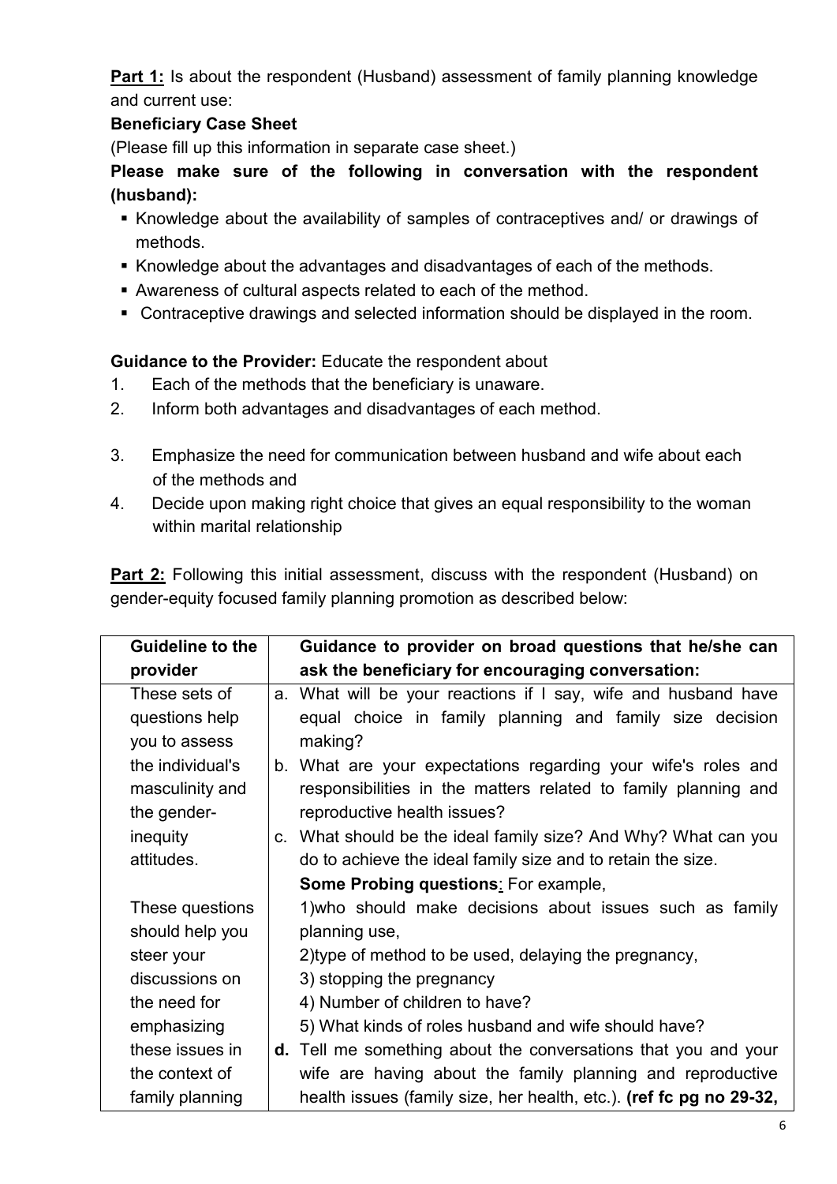**Part 1:** Is about the respondent (Husband) assessment of family planning knowledge and current use:

**Beneficiary Case Sheet**

(Please fill up this information in separate case sheet.)

**Please make sure of the following in conversation with the respondent (husband):**

- Knowledge about the availability of samples of contraceptives and/ or drawings of methods.
- Knowledge about the advantages and disadvantages of each of the methods.
- Awareness of cultural aspects related to each of the method.
- Contraceptive drawings and selected information should be displayed in the room.

**Guidance to the Provider:** Educate the respondent about

1. Each of the methods that the beneficiary is unaware.
2. Inform both advantages and disadvantages of each method.
3. Emphasize the need for communication between husband and wife about each of the methods and
4. Decide upon making right choice that gives an equal responsibility to the woman within marital relationship

**Part 2:** Following this initial assessment, discuss with the respondent (Husband) on gender-equity focused family planning promotion as described below:

| Guideline to the provider | Guidance to provider on broad questions that he/she can ask the beneficiary for encouraging conversation: |
|---|---|
| These sets of questions help you to assess the individual's masculinity and the gender-inequity attitudes.<br><br>These questions should help you steer your discussions on the need for emphasizing these issues in the context of family planning | a. What will be your reactions if I say, wife and husband have equal choice in family planning and family size decision making?<br>b. What are your expectations regarding your wife's roles and responsibilities in the matters related to family planning and reproductive health issues?<br>c. What should be the ideal family size? And Why? What can you do to achieve the ideal family size and to retain the size.<br>**Some Probing questions**: For example,<br>1)who should make decisions about issues such as family planning use,<br>2)type of method to be used, delaying the pregnancy,<br>3) stopping the pregnancy<br>4) Number of children to have?<br>5) What kinds of roles husband and wife should have?<br>**d.** Tell me something about the conversations that you and your wife are having about the family planning and reproductive health issues (family size, her health, etc.). **(ref fc pg no 29-32,** |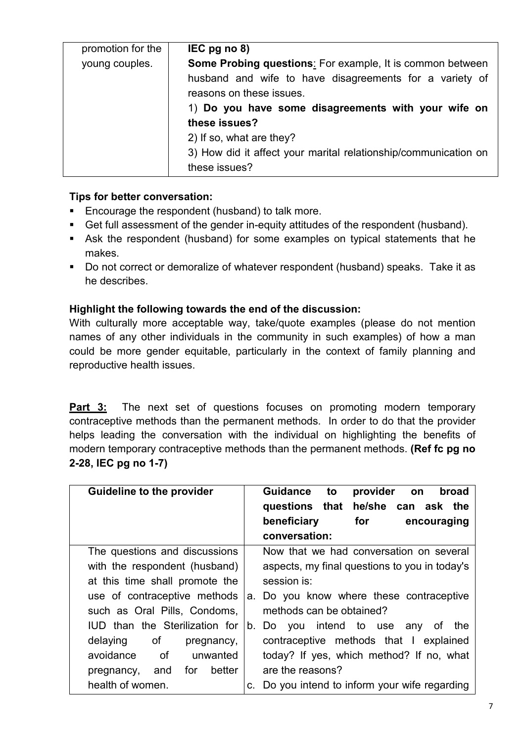| promotion for the young couples. | **IEC pg no 8)**<br>**Some Probing questions**: For example, It is common between husband and wife to have disagreements for a variety of reasons on these issues.<br>1) **Do you have some disagreements with your wife on these issues?**<br>2) If so, what are they?<br>3) How did it affect your marital relationship/communication on these issues? |
|---|---|

**Tips for better conversation:**

- Encourage the respondent (husband) to talk more.
- Get full assessment of the gender in-equity attitudes of the respondent (husband).
- Ask the respondent (husband) for some examples on typical statements that he makes.
- Do not correct or demoralize of whatever respondent (husband) speaks. Take it as he describes.

**Highlight the following towards the end of the discussion:**

With culturally more acceptable way, take/quote examples (please do not mention names of any other individuals in the community in such examples) of how a man could be more gender equitable, particularly in the context of family planning and reproductive health issues.

**<u>Part 3:</u>** The next set of questions focuses on promoting modern temporary contraceptive methods than the permanent methods. In order to do that the provider helps leading the conversation with the individual on highlighting the benefits of modern temporary contraceptive methods than the permanent methods. **(Ref fc pg no 2-28, IEC pg no 1-7)**

| **Guideline to the provider** | **Guidance to provider on broad questions that he/she can ask the beneficiary for encouraging conversation:** |
|---|---|
| The questions and discussions with the respondent (husband) at this time shall promote the use of contraceptive methods such as Oral Pills, Condoms, IUD than the Sterilization for delaying of pregnancy, avoidance of unwanted pregnancy, and for better health of women. | Now that we had conversation on several aspects, my final questions to you in today's session is:<br>a. Do you know where these contraceptive methods can be obtained?<br>b. Do you intend to use any of the contraceptive methods that I explained today? If yes, which method? If no, what are the reasons?<br>c. Do you intend to inform your wife regarding |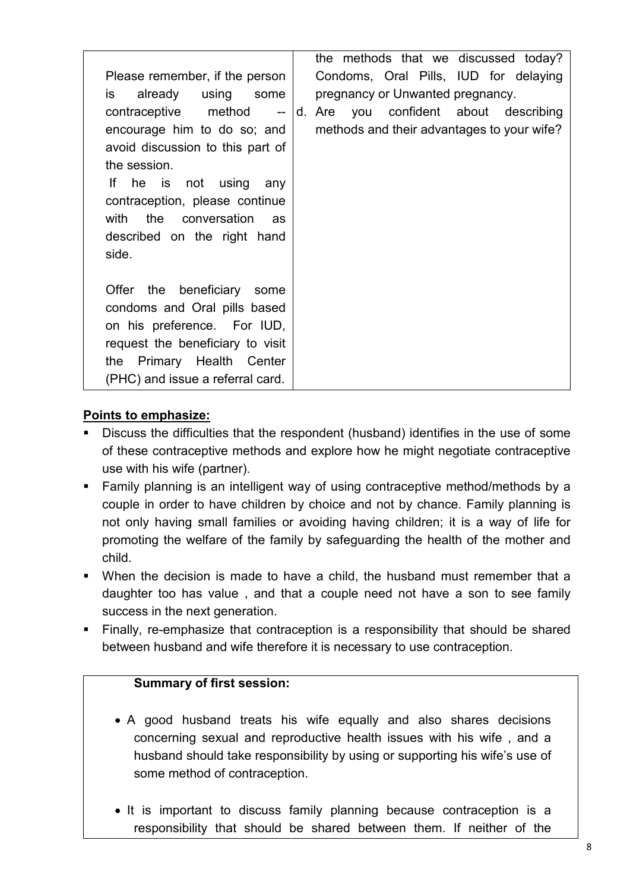| | |
|---|---|
| Please remember, if the person is already using some contraceptive method -- encourage him to do so; and avoid discussion to this part of the session.<br><br>If he is not using any contraception, please continue with the conversation as described on the right hand side.<br><br>Offer the beneficiary some condoms and Oral pills based on his preference. For IUD, request the beneficiary to visit the Primary Health Center (PHC) and issue a referral card. | the methods that we discussed today? Condoms, Oral Pills, IUD for delaying pregnancy or Unwanted pregnancy.<br><br>d. Are you confident about describing methods and their advantages to your wife? |

**Points to emphasize:**

- Discuss the difficulties that the respondent (husband) identifies in the use of some of these contraceptive methods and explore how he might negotiate contraceptive use with his wife (partner).
- Family planning is an intelligent way of using contraceptive method/methods by a couple in order to have children by choice and not by chance. Family planning is not only having small families or avoiding having children; it is a way of life for promoting the welfare of the family by safeguarding the health of the mother and child.
- When the decision is made to have a child, the husband must remember that a daughter too has value , and that a couple need not have a son to see family success in the next generation.
- Finally, re-emphasize that contraception is a responsibility that should be shared between husband and wife therefore it is necessary to use contraception.

| **Summary of first session:** |
|---|
| • A good husband treats his wife equally and also shares decisions concerning sexual and reproductive health issues with his wife , and a husband should take responsibility by using or supporting his wife's use of some method of contraception.<br><br>• It is important to discuss family planning because contraception is a responsibility that should be shared between them. If neither of the |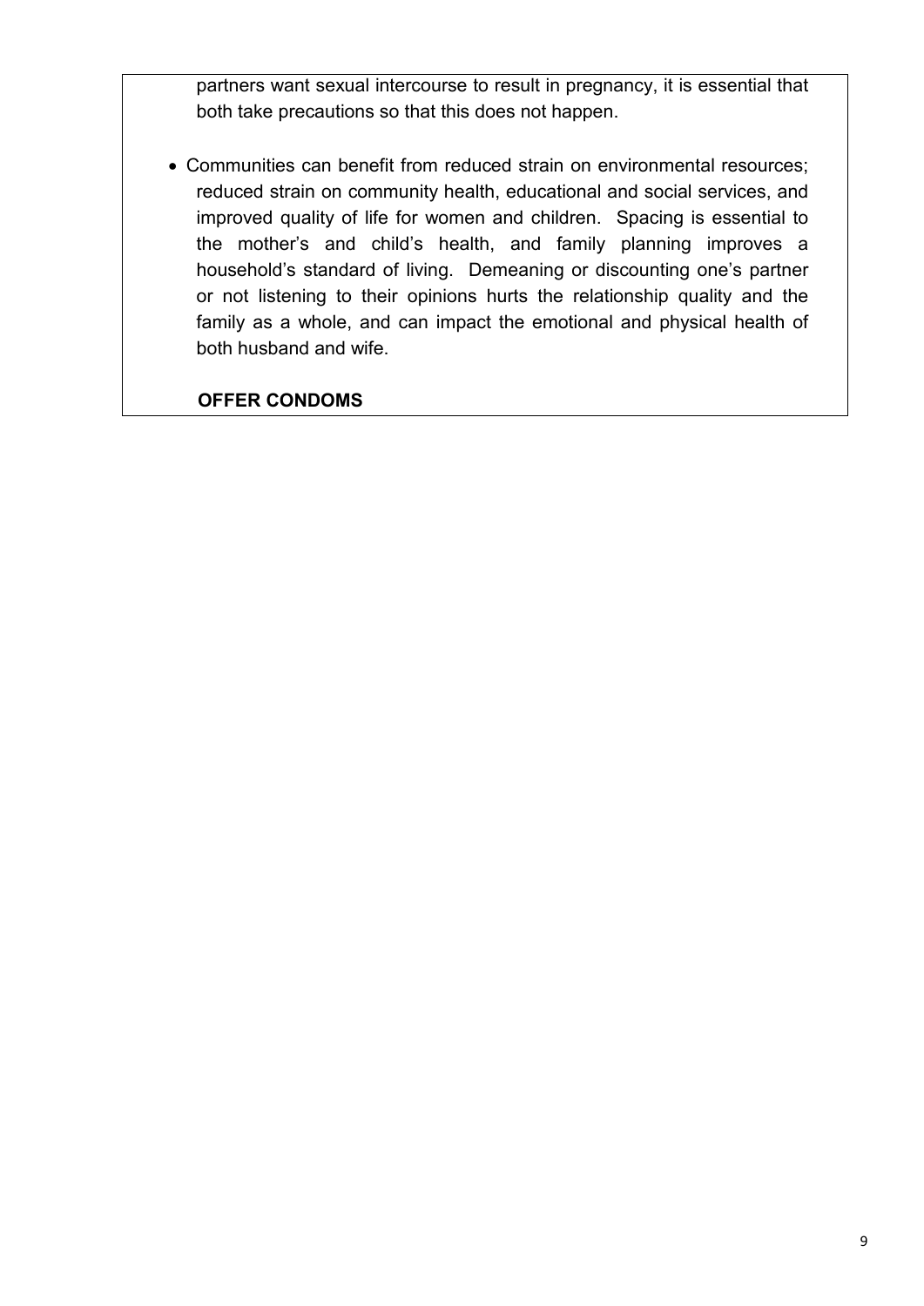partners want sexual intercourse to result in pregnancy, it is essential that both take precautions so that this does not happen.

- Communities can benefit from reduced strain on environmental resources; reduced strain on community health, educational and social services, and improved quality of life for women and children. Spacing is essential to the mother's and child's health, and family planning improves a household's standard of living. Demeaning or discounting one's partner or not listening to their opinions hurts the relationship quality and the family as a whole, and can impact the emotional and physical health of both husband and wife.

**OFFER CONDOMS**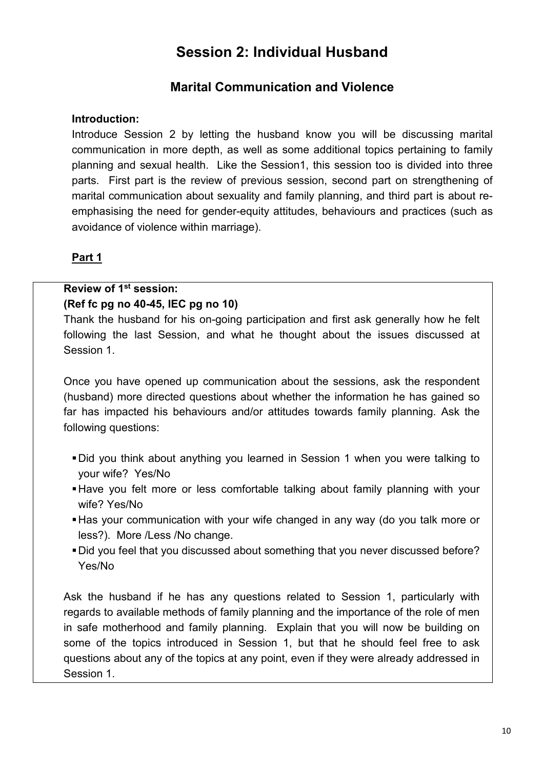# Session 2: Individual Husband

## Marital Communication and Violence

**Introduction:**

Introduce Session 2 by letting the husband know you will be discussing marital communication in more depth, as well as some additional topics pertaining to family planning and sexual health. Like the Session1, this session too is divided into three parts. First part is the review of previous session, second part on strengthening of marital communication about sexuality and family planning, and third part is about re-emphasising the need for gender-equity attitudes, behaviours and practices (such as avoidance of violence within marriage).

**Part 1**

**Review of 1st session:**
**(Ref fc pg no 40-45, IEC pg no 10)**

Thank the husband for his on-going participation and first ask generally how he felt following the last Session, and what he thought about the issues discussed at Session 1.

Once you have opened up communication about the sessions, ask the respondent (husband) more directed questions about whether the information he has gained so far has impacted his behaviours and/or attitudes towards family planning. Ask the following questions:

- Did you think about anything you learned in Session 1 when you were talking to your wife? Yes/No
- Have you felt more or less comfortable talking about family planning with your wife? Yes/No
- Has your communication with your wife changed in any way (do you talk more or less?). More /Less /No change.
- Did you feel that you discussed about something that you never discussed before? Yes/No

Ask the husband if he has any questions related to Session 1, particularly with regards to available methods of family planning and the importance of the role of men in safe motherhood and family planning. Explain that you will now be building on some of the topics introduced in Session 1, but that he should feel free to ask questions about any of the topics at any point, even if they were already addressed in Session 1.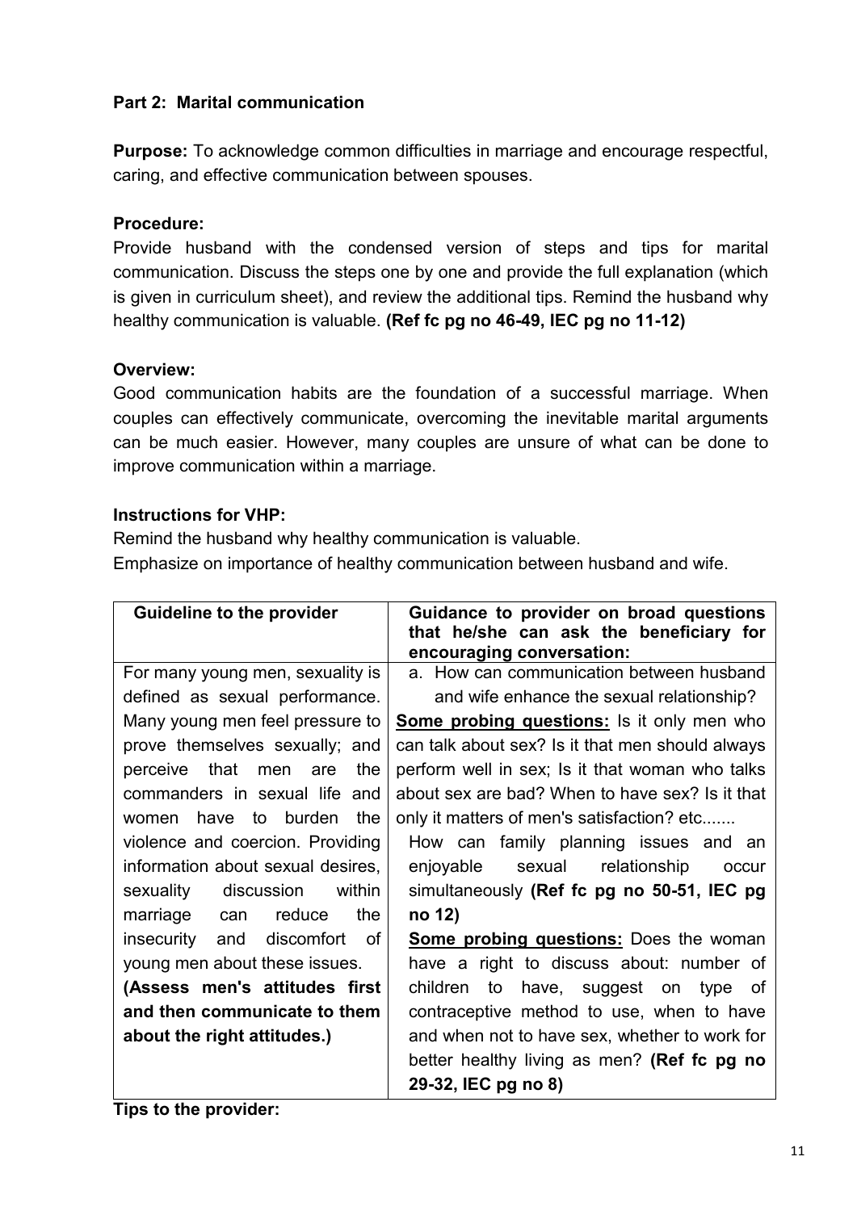### Part 2: Marital communication

**Purpose:** To acknowledge common difficulties in marriage and encourage respectful, caring, and effective communication between spouses.

**Procedure:**
Provide husband with the condensed version of steps and tips for marital communication. Discuss the steps one by one and provide the full explanation (which is given in curriculum sheet), and review the additional tips. Remind the husband why healthy communication is valuable. **(Ref fc pg no 46-49, IEC pg no 11-12)**

**Overview:**
Good communication habits are the foundation of a successful marriage. When couples can effectively communicate, overcoming the inevitable marital arguments can be much easier. However, many couples are unsure of what can be done to improve communication within a marriage.

**Instructions for VHP:**
Remind the husband why healthy communication is valuable.
Emphasize on importance of healthy communication between husband and wife.

| Guideline to the provider | Guidance to provider on broad questions that he/she can ask the beneficiary for encouraging conversation: |
|---|---|
| For many young men, sexuality is defined as sexual performance. Many young men feel pressure to prove themselves sexually; and perceive that men are the commanders in sexual life and women have to burden the violence and coercion. Providing information about sexual desires, sexuality discussion within marriage can reduce the insecurity and discomfort of young men about these issues. **(Assess men's attitudes first and then communicate to them about the right attitudes.)** | a. How can communication between husband and wife enhance the sexual relationship? <br> **<u>Some probing questions:</u>** Is it only men who can talk about sex? Is it that men should always perform well in sex; Is it that woman who talks about sex are bad? When to have sex? Is it that only it matters of men's satisfaction? etc....... <br> How can family planning issues and an enjoyable sexual relationship occur simultaneously **(Ref fc pg no 50-51, IEC pg no 12)** <br> **<u>Some probing questions:</u>** Does the woman have a right to discuss about: number of children to have, suggest on type of contraceptive method to use, when to have and when not to have sex, whether to work for better healthy living as men? **(Ref fc pg no 29-32, IEC pg no 8)** |

**Tips to the provider:**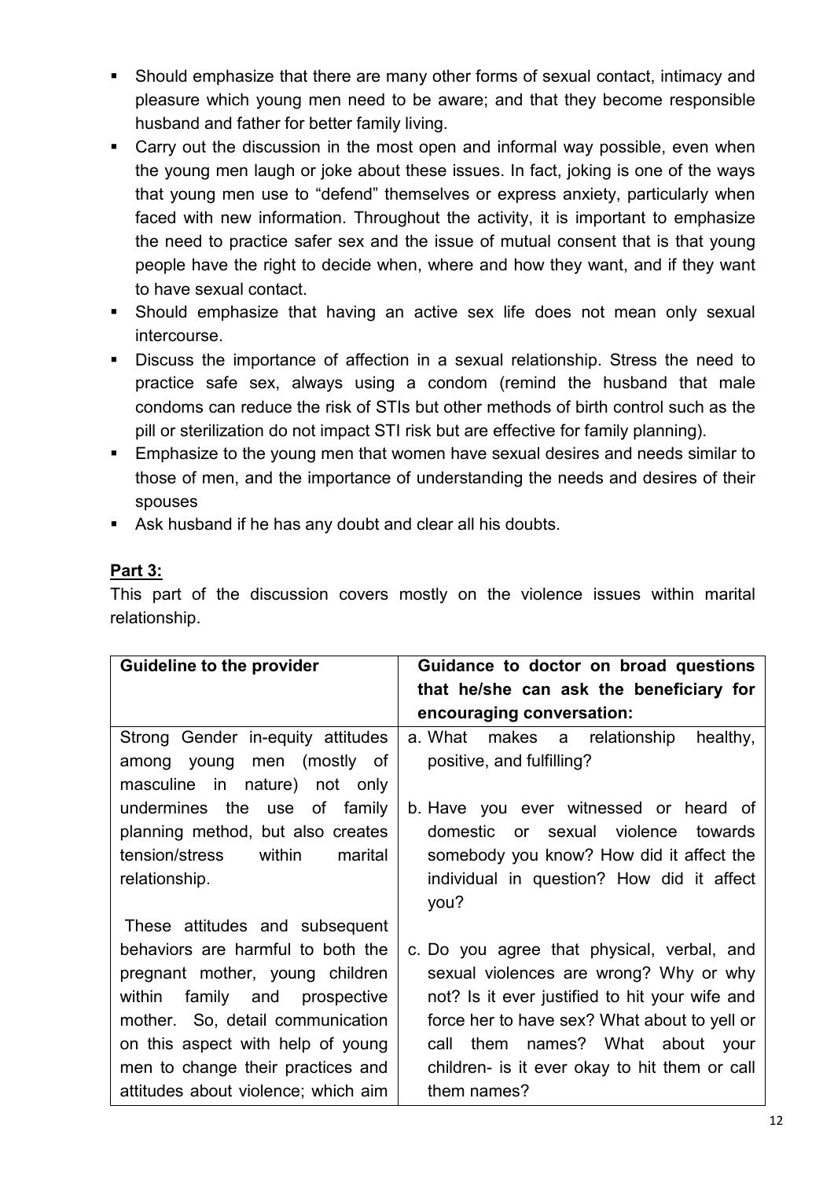- Should emphasize that there are many other forms of sexual contact, intimacy and pleasure which young men need to be aware; and that they become responsible husband and father for better family living.
- Carry out the discussion in the most open and informal way possible, even when the young men laugh or joke about these issues. In fact, joking is one of the ways that young men use to "defend" themselves or express anxiety, particularly when faced with new information. Throughout the activity, it is important to emphasize the need to practice safer sex and the issue of mutual consent that is that young people have the right to decide when, where and how they want, and if they want to have sexual contact.
- Should emphasize that having an active sex life does not mean only sexual intercourse.
- Discuss the importance of affection in a sexual relationship. Stress the need to practice safe sex, always using a condom (remind the husband that male condoms can reduce the risk of STIs but other methods of birth control such as the pill or sterilization do not impact STI risk but are effective for family planning).
- Emphasize to the young men that women have sexual desires and needs similar to those of men, and the importance of understanding the needs and desires of their spouses
- Ask husband if he has any doubt and clear all his doubts.

**Part 3:**

This part of the discussion covers mostly on the violence issues within marital relationship.

| Guideline to the provider | Guidance to doctor on broad questions that he/she can ask the beneficiary for encouraging conversation: |
|---|---|
| Strong Gender in-equity attitudes among young men (mostly of masculine in nature) not only undermines the use of family planning method, but also creates tension/stress within marital relationship.<br><br>These attitudes and subsequent behaviors are harmful to both the pregnant mother, young children within family and prospective mother. So, detail communication on this aspect with help of young men to change their practices and attitudes about violence; which aim | a. What makes a relationship healthy, positive, and fulfilling?<br><br>b. Have you ever witnessed or heard of domestic or sexual violence towards somebody you know? How did it affect the individual in question? How did it affect you?<br><br>c. Do you agree that physical, verbal, and sexual violences are wrong? Why or why not? Is it ever justified to hit your wife and force her to have sex? What about to yell or call them names? What about your children- is it ever okay to hit them or call them names? |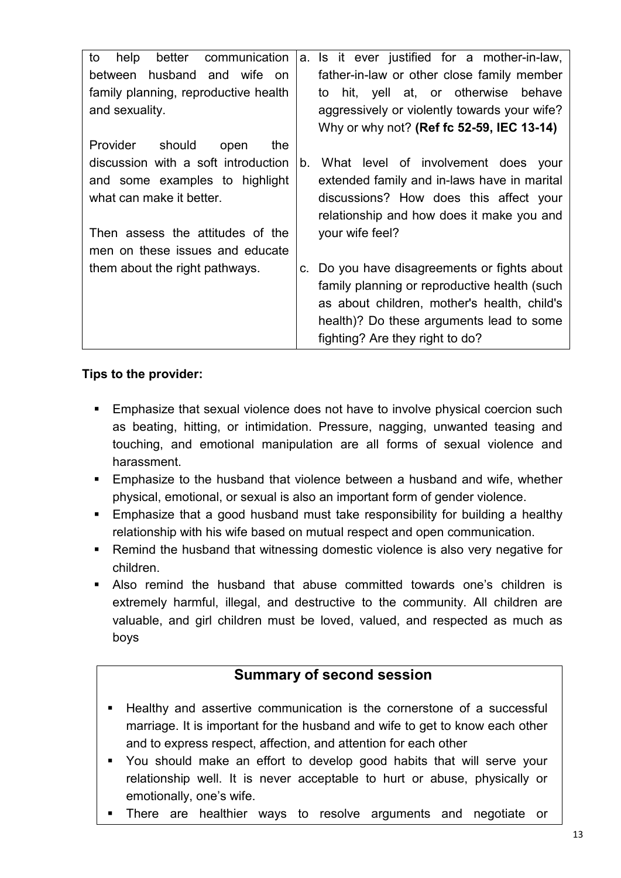| to help better communication between husband and wife on family planning, reproductive health and sexuality.<br><br>Provider should open the discussion with a soft introduction and some examples to highlight what can make it better.<br><br>Then assess the attitudes of the men on these issues and educate them about the right pathways. | a. Is it ever justified for a mother-in-law, father-in-law or other close family member to hit, yell at, or otherwise behave aggressively or violently towards your wife? Why or why not? **(Ref fc 52-59, IEC 13-14)**<br><br>b. What level of involvement does your extended family and in-laws have in marital discussions? How does this affect your relationship and how does it make you and your wife feel?<br><br>c. Do you have disagreements or fights about family planning or reproductive health (such as about children, mother's health, child's health)? Do these arguments lead to some fighting? Are they right to do? |
|---|---|

**Tips to the provider:**

- Emphasize that sexual violence does not have to involve physical coercion such as beating, hitting, or intimidation. Pressure, nagging, unwanted teasing and touching, and emotional manipulation are all forms of sexual violence and harassment.
- Emphasize to the husband that violence between a husband and wife, whether physical, emotional, or sexual is also an important form of gender violence.
- Emphasize that a good husband must take responsibility for building a healthy relationship with his wife based on mutual respect and open communication.
- Remind the husband that witnessing domestic violence is also very negative for children.
- Also remind the husband that abuse committed towards one's children is extremely harmful, illegal, and destructive to the community. All children are valuable, and girl children must be loved, valued, and respected as much as boys

## Summary of second session

- Healthy and assertive communication is the cornerstone of a successful marriage. It is important for the husband and wife to get to know each other and to express respect, affection, and attention for each other
- You should make an effort to develop good habits that will serve your relationship well. It is never acceptable to hurt or abuse, physically or emotionally, one's wife.
- There are healthier ways to resolve arguments and negotiate or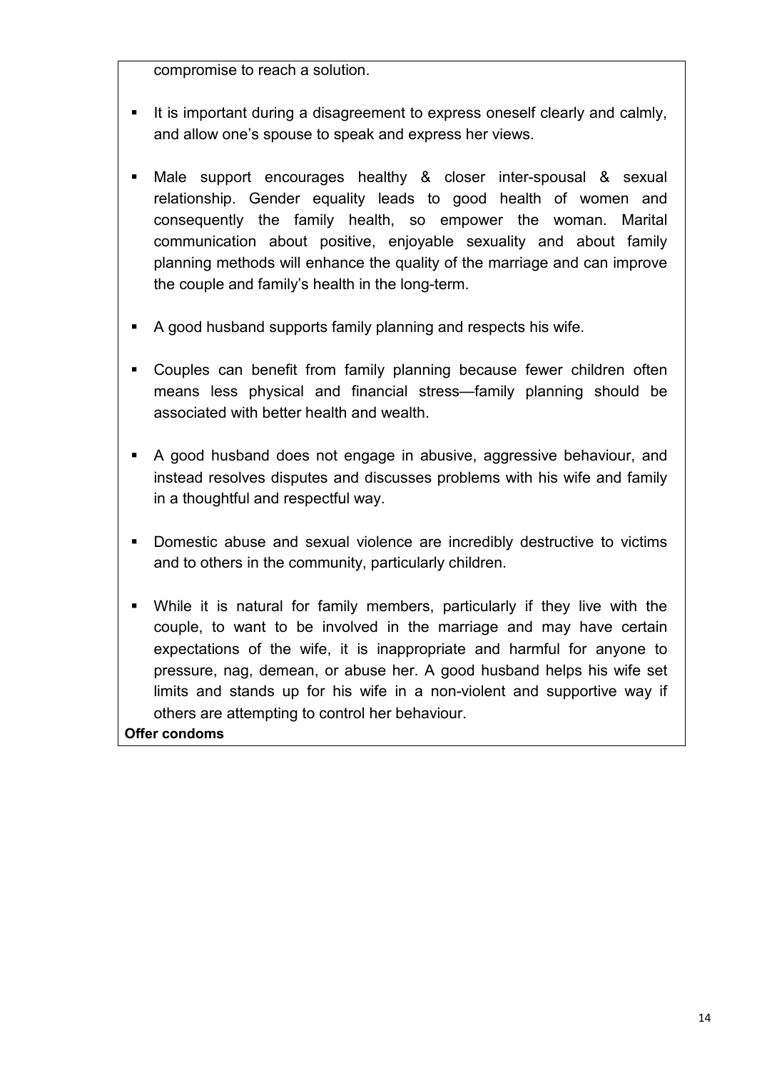compromise to reach a solution.

- It is important during a disagreement to express oneself clearly and calmly, and allow one's spouse to speak and express her views.
- Male support encourages healthy & closer inter-spousal & sexual relationship. Gender equality leads to good health of women and consequently the family health, so empower the woman. Marital communication about positive, enjoyable sexuality and about family planning methods will enhance the quality of the marriage and can improve the couple and family's health in the long-term.
- A good husband supports family planning and respects his wife.
- Couples can benefit from family planning because fewer children often means less physical and financial stress—family planning should be associated with better health and wealth.
- A good husband does not engage in abusive, aggressive behaviour, and instead resolves disputes and discusses problems with his wife and family in a thoughtful and respectful way.
- Domestic abuse and sexual violence are incredibly destructive to victims and to others in the community, particularly children.
- While it is natural for family members, particularly if they live with the couple, to want to be involved in the marriage and may have certain expectations of the wife, it is inappropriate and harmful for anyone to pressure, nag, demean, or abuse her. A good husband helps his wife set limits and stands up for his wife in a non-violent and supportive way if others are attempting to control her behaviour.

**Offer condoms**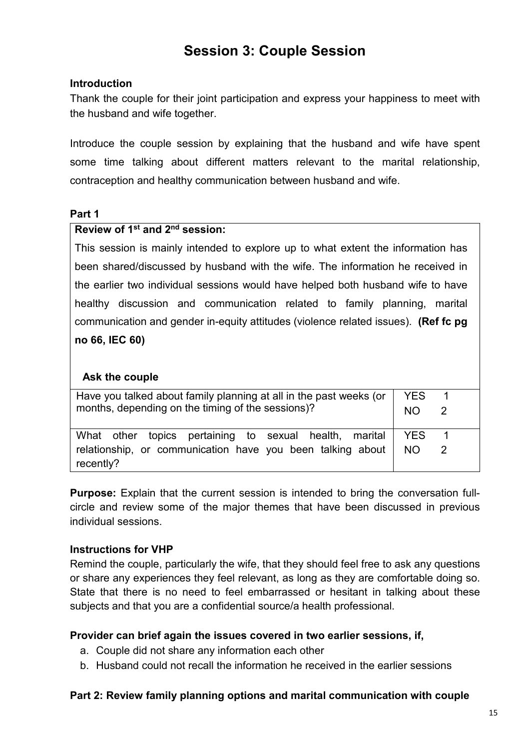# Session 3: Couple Session

**Introduction**

Thank the couple for their joint participation and express your happiness to meet with the husband and wife together.

Introduce the couple session by explaining that the husband and wife have spent some time talking about different matters relevant to the marital relationship, contraception and healthy communication between husband and wife.

**Part 1**

**Review of 1st and 2nd session:**

This session is mainly intended to explore up to what extent the information has been shared/discussed by husband with the wife. The information he received in the earlier two individual sessions would have helped both husband wife to have healthy discussion and communication related to family planning, marital communication and gender in-equity attitudes (violence related issues). **(Ref fc pg no 66, IEC 60)**

**Ask the couple**

| Question | Response |
|---|---|
| Have you talked about family planning at all in the past weeks (or months, depending on the timing of the sessions)? | YES 1<br>NO 2 |
| What other topics pertaining to sexual health, marital relationship, or communication have you been talking about recently? | YES 1<br>NO 2 |

**Purpose:** Explain that the current session is intended to bring the conversation full-circle and review some of the major themes that have been discussed in previous individual sessions.

**Instructions for VHP**

Remind the couple, particularly the wife, that they should feel free to ask any questions or share any experiences they feel relevant, as long as they are comfortable doing so. State that there is no need to feel embarrassed or hesitant in talking about these subjects and that you are a confidential source/a health professional.

**Provider can brief again the issues covered in two earlier sessions, if,**

a. Couple did not share any information each other
b. Husband could not recall the information he received in the earlier sessions

**Part 2: Review family planning options and marital communication with couple**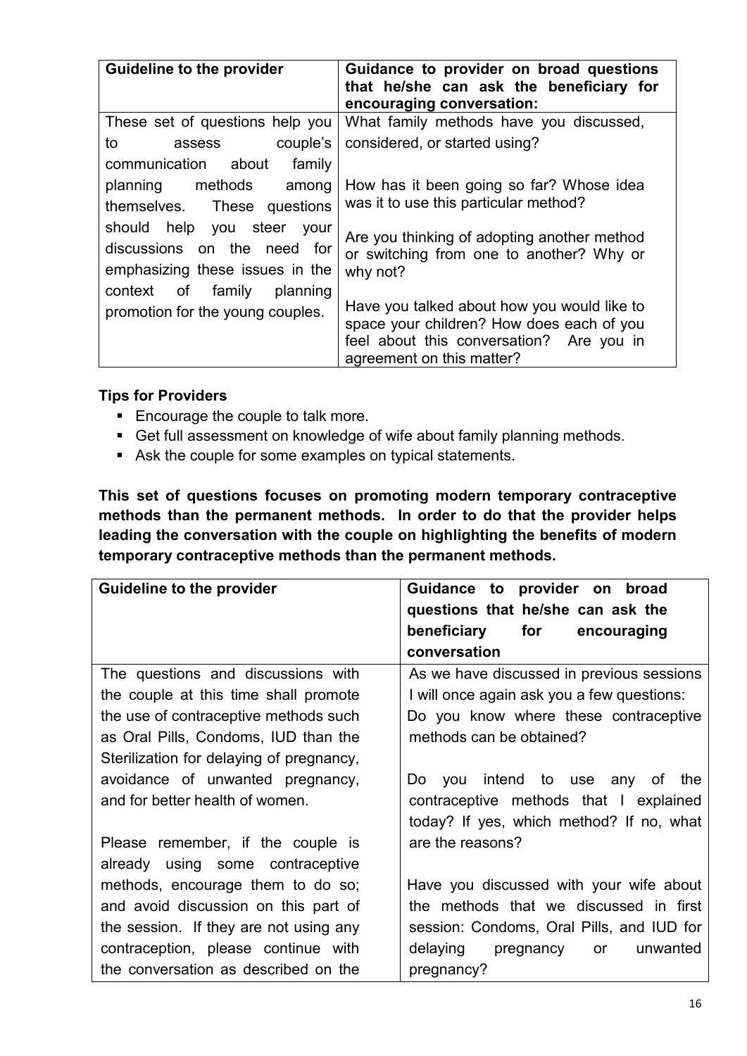| Guideline to the provider | Guidance to provider on broad questions that he/she can ask the beneficiary for encouraging conversation: |
|---|---|
| These set of questions help you to assess couple's communication about family planning methods among themselves. These questions should help you steer your discussions on the need for emphasizing these issues in the context of family planning promotion for the young couples. | What family methods have you discussed, considered, or started using?<br><br>How has it been going so far? Whose idea was it to use this particular method?<br><br>Are you thinking of adopting another method or switching from one to another? Why or why not?<br><br>Have you talked about how you would like to space your children? How does each of you feel about this conversation? Are you in agreement on this matter? |

**Tips for Providers**

- Encourage the couple to talk more.
- Get full assessment on knowledge of wife about family planning methods.
- Ask the couple for some examples on typical statements.

**This set of questions focuses on promoting modern temporary contraceptive methods than the permanent methods. In order to do that the provider helps leading the conversation with the couple on highlighting the benefits of modern temporary contraceptive methods than the permanent methods.**

| Guideline to the provider | Guidance to provider on broad questions that he/she can ask the beneficiary for encouraging conversation |
|---|---|
| The questions and discussions with the couple at this time shall promote the use of contraceptive methods such as Oral Pills, Condoms, IUD than the Sterilization for delaying of pregnancy, avoidance of unwanted pregnancy, and for better health of women.<br><br>Please remember, if the couple is already using some contraceptive methods, encourage them to do so; and avoid discussion on this part of the session. If they are not using any contraception, please continue with the conversation as described on the | As we have discussed in previous sessions I will once again ask you a few questions: Do you know where these contraceptive methods can be obtained?<br><br>Do you intend to use any of the contraceptive methods that I explained today? If yes, which method? If no, what are the reasons?<br><br>Have you discussed with your wife about the methods that we discussed in first session: Condoms, Oral Pills, and IUD for delaying pregnancy or unwanted pregnancy? |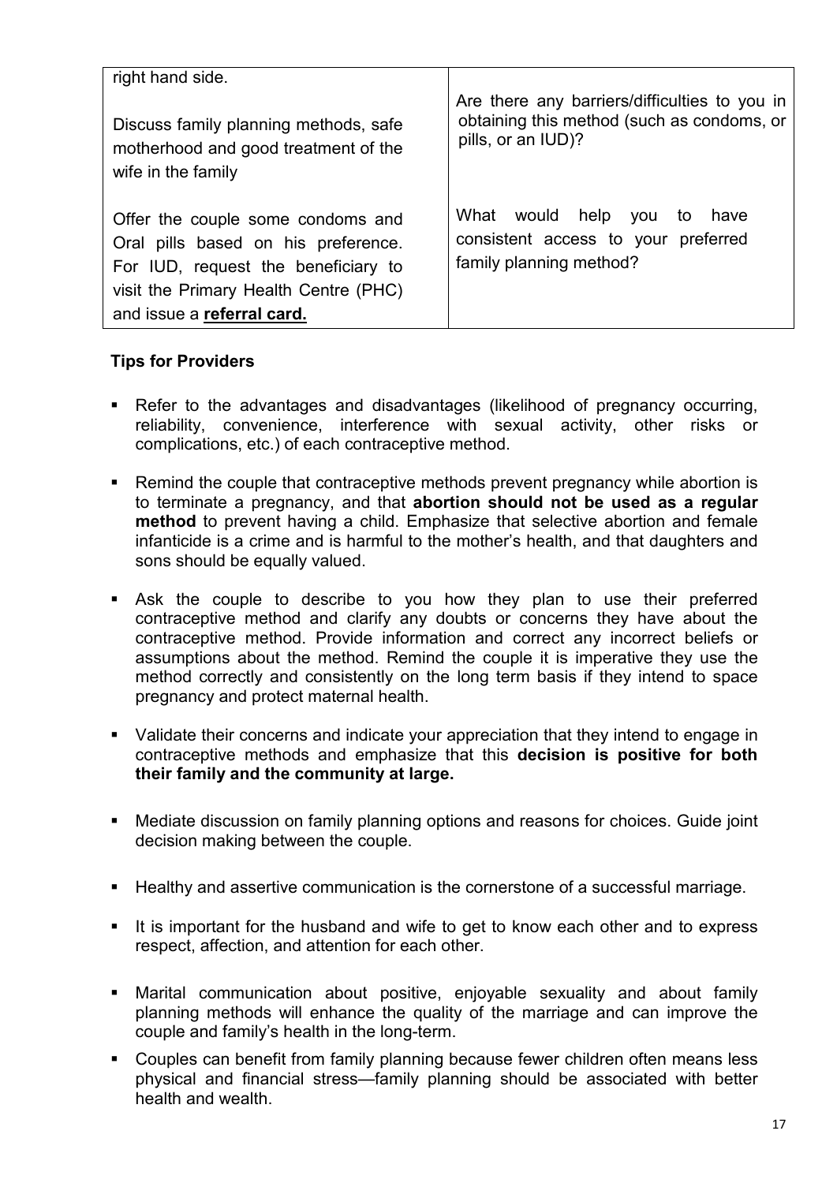| | |
|---|---|
| right hand side.<br><br>Discuss family planning methods, safe motherhood and good treatment of the wife in the family<br><br>Offer the couple some condoms and Oral pills based on his preference. For IUD, request the beneficiary to visit the Primary Health Centre (PHC) and issue a **referral card.** | Are there any barriers/difficulties to you in obtaining this method (such as condoms, or pills, or an IUD)?<br><br>What would help you to have consistent access to your preferred family planning method? |

**Tips for Providers**

- Refer to the advantages and disadvantages (likelihood of pregnancy occurring, reliability, convenience, interference with sexual activity, other risks or complications, etc.) of each contraceptive method.
- Remind the couple that contraceptive methods prevent pregnancy while abortion is to terminate a pregnancy, and that **abortion should not be used as a regular method** to prevent having a child. Emphasize that selective abortion and female infanticide is a crime and is harmful to the mother's health, and that daughters and sons should be equally valued.
- Ask the couple to describe to you how they plan to use their preferred contraceptive method and clarify any doubts or concerns they have about the contraceptive method. Provide information and correct any incorrect beliefs or assumptions about the method. Remind the couple it is imperative they use the method correctly and consistently on the long term basis if they intend to space pregnancy and protect maternal health.
- Validate their concerns and indicate your appreciation that they intend to engage in contraceptive methods and emphasize that this **decision is positive for both their family and the community at large.**
- Mediate discussion on family planning options and reasons for choices. Guide joint decision making between the couple.
- Healthy and assertive communication is the cornerstone of a successful marriage.
- It is important for the husband and wife to get to know each other and to express respect, affection, and attention for each other.
- Marital communication about positive, enjoyable sexuality and about family planning methods will enhance the quality of the marriage and can improve the couple and family's health in the long-term.
- Couples can benefit from family planning because fewer children often means less physical and financial stress—family planning should be associated with better health and wealth.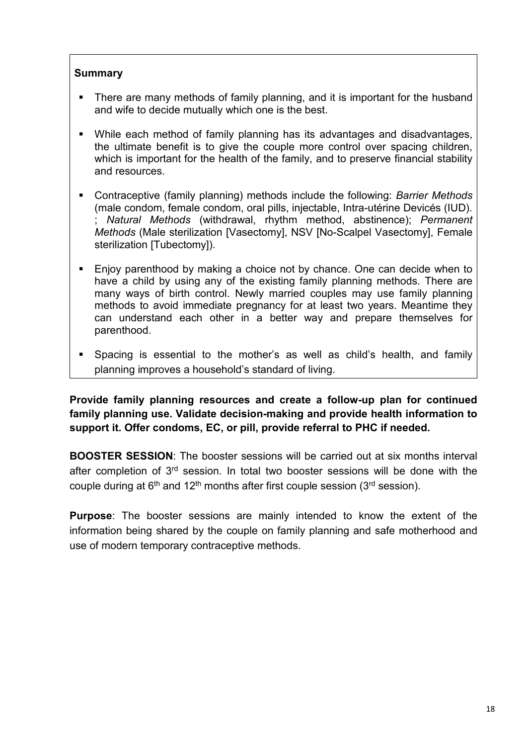**Summary**

- There are many methods of family planning, and it is important for the husband and wife to decide mutually which one is the best.
- While each method of family planning has its advantages and disadvantages, the ultimate benefit is to give the couple more control over spacing children, which is important for the health of the family, and to preserve financial stability and resources.
- Contraceptive (family planning) methods include the following: *Barrier Methods* (male condom, female condom, oral pills, injectable, Intra-utérine Devicés (IUD). ; *Natural Methods* (withdrawal, rhythm method, abstinence); *Permanent Methods* (Male sterilization [Vasectomy], NSV [No-Scalpel Vasectomy], Female sterilization [Tubectomy]).
- Enjoy parenthood by making a choice not by chance. One can decide when to have a child by using any of the existing family planning methods. There are many ways of birth control. Newly married couples may use family planning methods to avoid immediate pregnancy for at least two years. Meantime they can understand each other in a better way and prepare themselves for parenthood.
- Spacing is essential to the mother's as well as child's health, and family planning improves a household's standard of living.

**Provide family planning resources and create a follow-up plan for continued family planning use. Validate decision-making and provide health information to support it. Offer condoms, EC, or pill, provide referral to PHC if needed.**

**BOOSTER SESSION**: The booster sessions will be carried out at six months interval after completion of 3rd session. In total two booster sessions will be done with the couple during at 6th and 12th months after first couple session (3rd session).

**Purpose**: The booster sessions are mainly intended to know the extent of the information being shared by the couple on family planning and safe motherhood and use of modern temporary contraceptive methods.